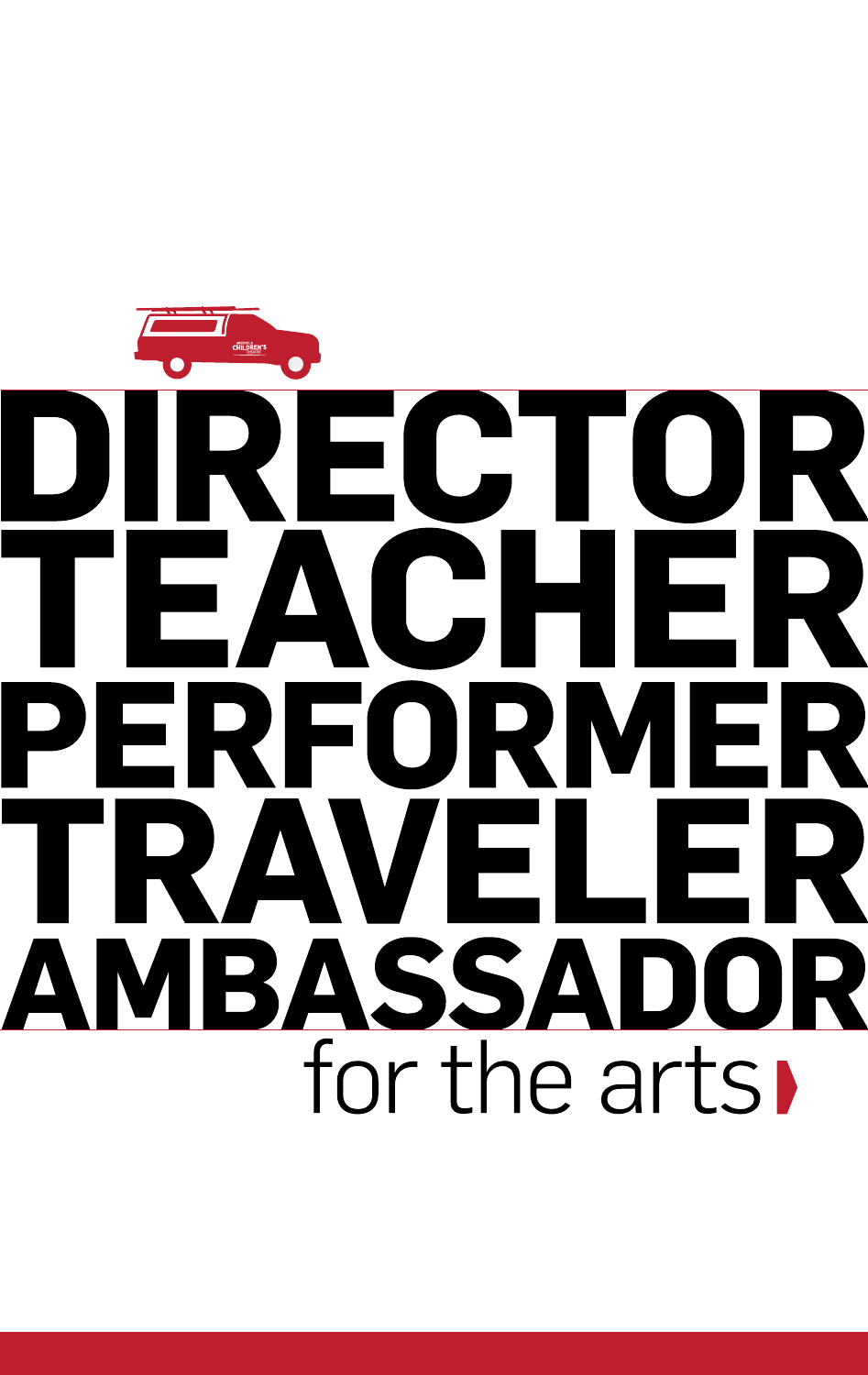# DIRECTOR TEACHER PERFORMER TRAVELER AMBASSADOR

for the arts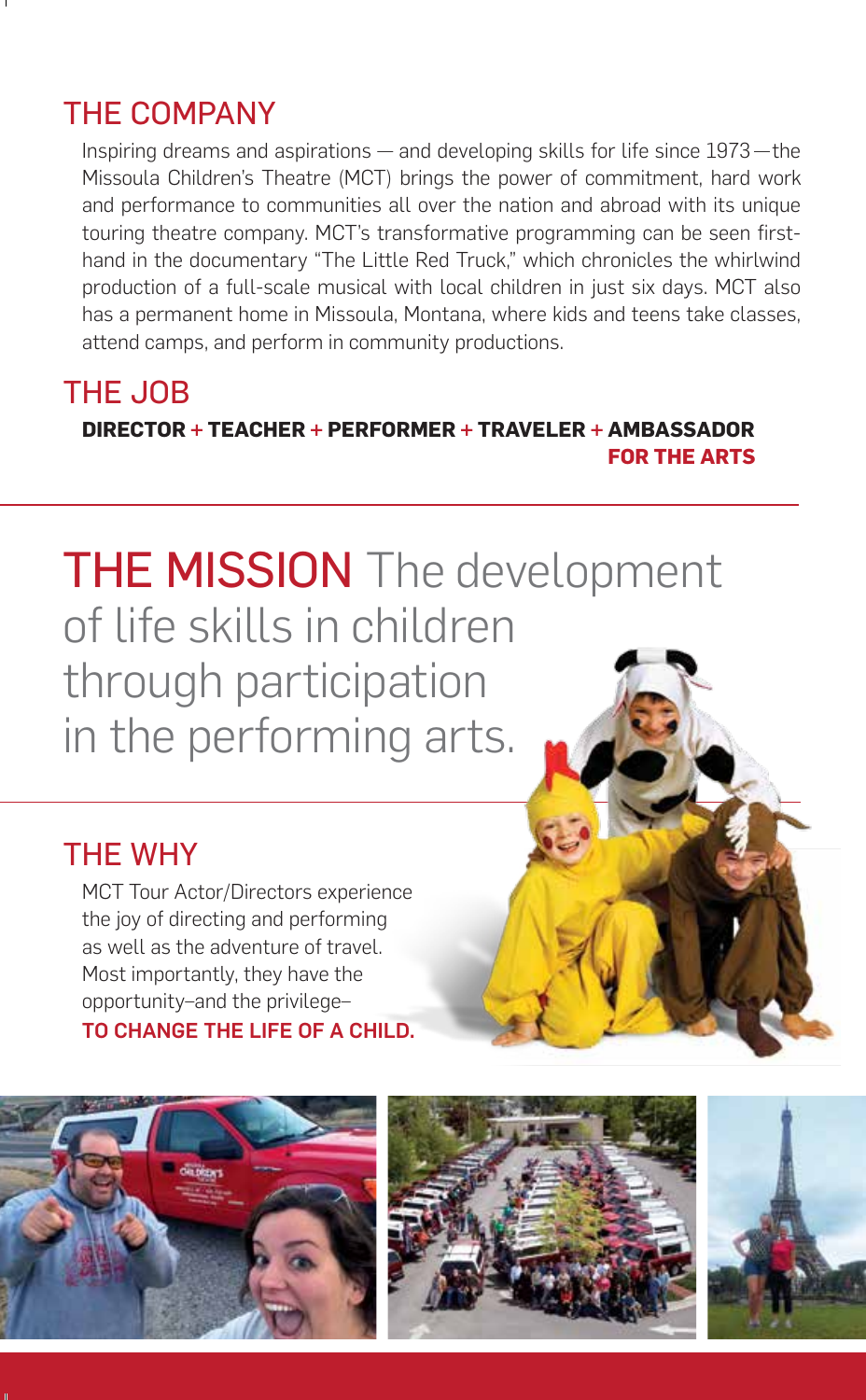## THE COMPANY

Inspiring dreams and aspirations — and developing skills for life since 1973—the Missoula Children's Theatre (MCT) brings the power of commitment, hard work and performance to communities all over the nation and abroad with its unique touring theatre company. MCT's transformative programming can be seen first-hand in the documentary "The Little Red Truck," which chronicles the whirlwind production of a full-scale musical with local children in just six days. MCT also has a permanent home in Missoula, Montana, where kids and teens take classes, attend camps, and perform in community productions.

## THE JOB

**DIRECTOR + TEACHER + PERFORMER + TRAVELER + AMBASSADOR FOR THE ARTS**

---

## THE MISSION The development of life skills in children through participation in the performing arts.

---

## THE WHY

MCT Tour Actor/Directors experience the joy of directing and performing as well as the adventure of travel. Most importantly, they have the opportunity–and the privilege–
**TO CHANGE THE LIFE OF A CHILD.**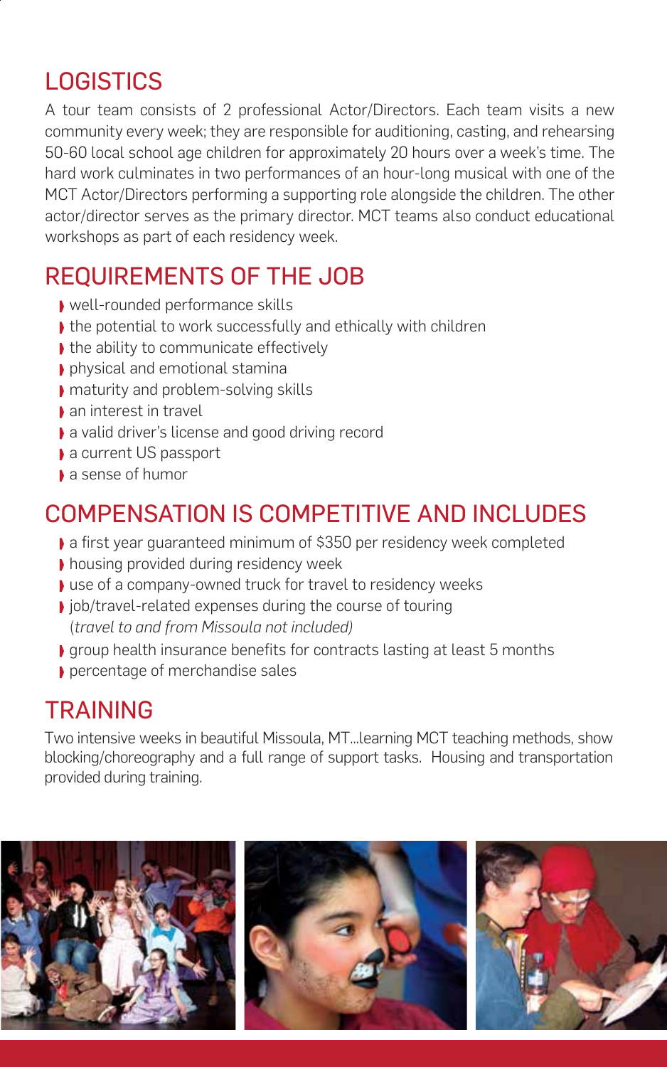## LOGISTICS

A tour team consists of 2 professional Actor/Directors. Each team visits a new community every week; they are responsible for auditioning, casting, and rehearsing 50-60 local school age children for approximately 20 hours over a week's time. The hard work culminates in two performances of an hour-long musical with one of the MCT Actor/Directors performing a supporting role alongside the children. The other actor/director serves as the primary director. MCT teams also conduct educational workshops as part of each residency week.

## REQUIREMENTS OF THE JOB

- well-rounded performance skills
- the potential to work successfully and ethically with children
- the ability to communicate effectively
- physical and emotional stamina
- maturity and problem-solving skills
- an interest in travel
- a valid driver's license and good driving record
- a current US passport
- a sense of humor

## COMPENSATION IS COMPETITIVE AND INCLUDES

- a first year guaranteed minimum of $350 per residency week completed
- housing provided during residency week
- use of a company-owned truck for travel to residency weeks
- job/travel-related expenses during the course of touring
  (*travel to and from Missoula not included)*
- group health insurance benefits for contracts lasting at least 5 months
- percentage of merchandise sales

## TRAINING

Two intensive weeks in beautiful Missoula, MT...learning MCT teaching methods, show blocking/choreography and a full range of support tasks. Housing and transportation provided during training.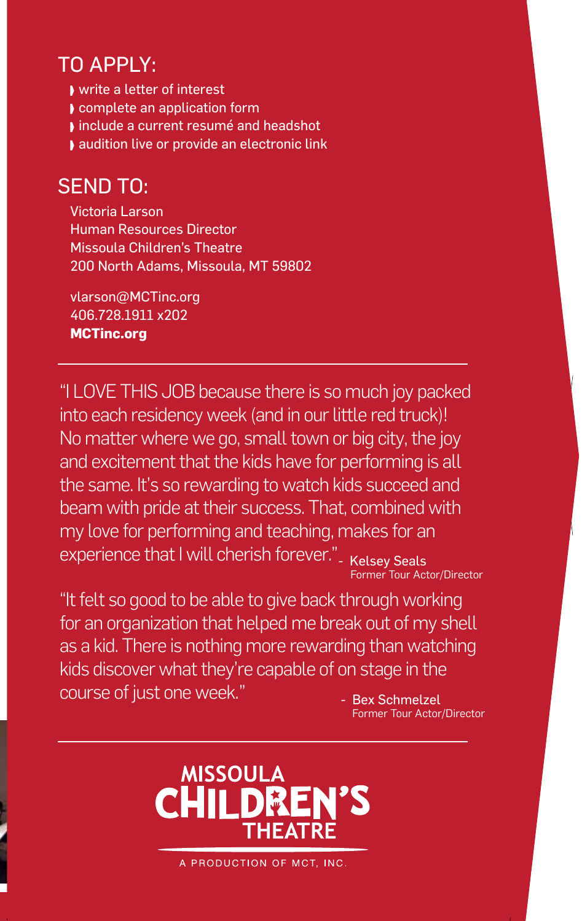## TO APPLY:

- write a letter of interest
- complete an application form
- include a current resumé and headshot
- audition live or provide an electronic link

## SEND TO:

Victoria Larson
Human Resources Director
Missoula Children's Theatre
200 North Adams, Missoula, MT 59802

vlarson@MCTinc.org
406.728.1911 x202
**MCTinc.org**

---

"I LOVE THIS JOB because there is so much joy packed into each residency week (and in our little red truck)! No matter where we go, small town or big city, the joy and excitement that the kids have for performing is all the same. It's so rewarding to watch kids succeed and beam with pride at their success. That, combined with my love for performing and teaching, makes for an experience that I will cherish forever."

\- Kelsey Seals
Former Tour Actor/Director

"It felt so good to be able to give back through working for an organization that helped me break out of my shell as a kid. There is nothing more rewarding than watching kids discover what they're capable of on stage in the course of just one week."

\- Bex Schmelzel
Former Tour Actor/Director

---

MISSOULA CHILDREN'S THEATRE

A PRODUCTION OF MCT, INC.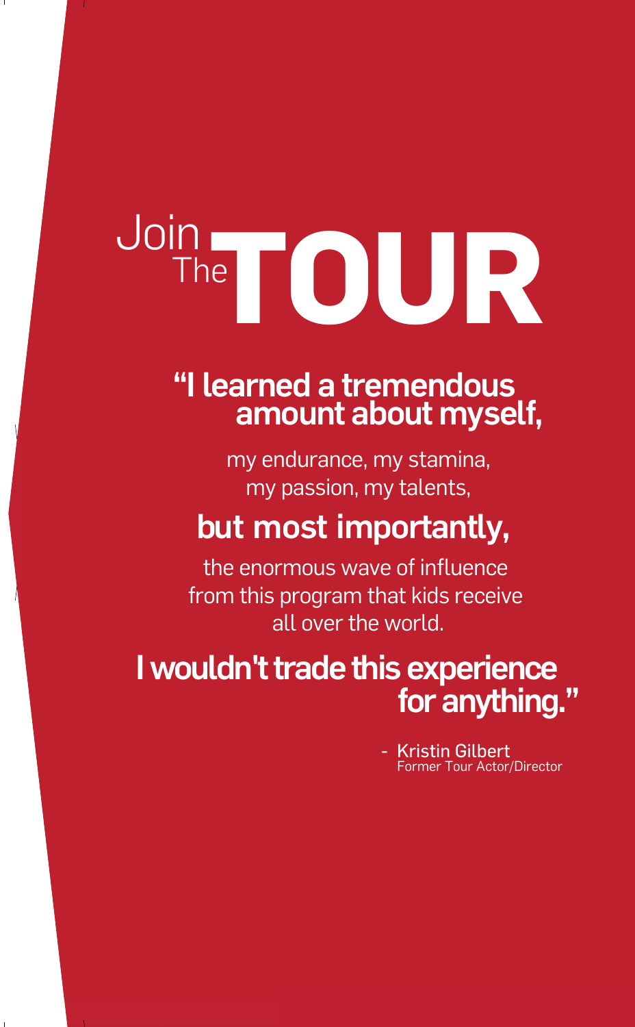# Join The TOUR

**"I learned a tremendous amount about myself,**

my endurance, my stamina, my passion, my talents,

**but most importantly,**

the enormous wave of influence from this program that kids receive all over the world.

**I wouldn't trade this experience for anything."**

\- Kristin Gilbert
Former Tour Actor/Director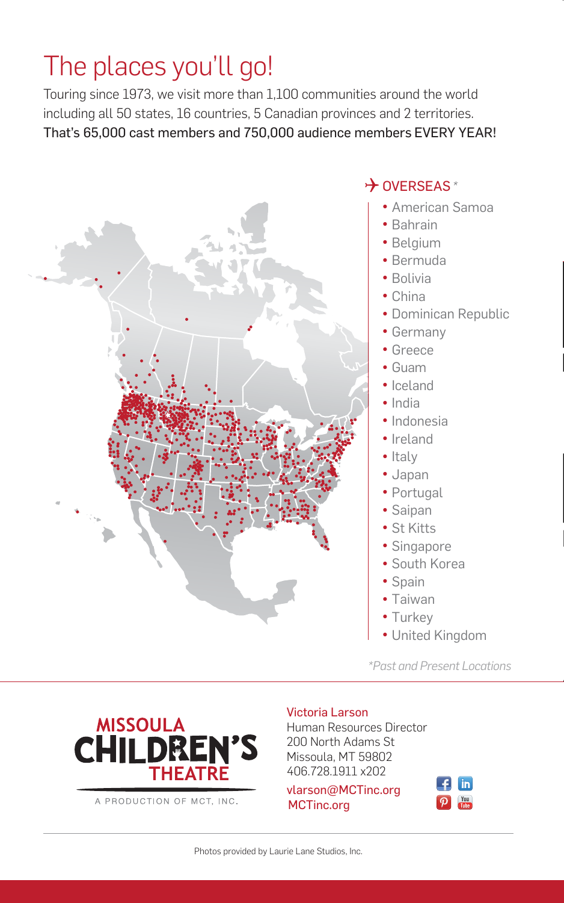# The places you'll go!

Touring since 1973, we visit more than 1,100 communities around the world including all 50 states, 16 countries, 5 Canadian provinces and 2 territories.
That's 65,000 cast members and 750,000 audience members EVERY YEAR!

## OVERSEAS *

- American Samoa
- Bahrain
- Belgium
- Bermuda
- Bolivia
- China
- Dominican Republic
- Germany
- Greece
- Guam
- Iceland
- India
- Indonesia
- Ireland
- Italy
- Japan
- Portugal
- Saipan
- St Kitts
- Singapore
- South Korea
- Spain
- Taiwan
- Turkey
- United Kingdom

*\*Past and Present Locations*

MISSOULA CHILDREN'S THEATRE
A PRODUCTION OF MCT, INC.

Victoria Larson
Human Resources Director
200 North Adams St
Missoula, MT 59802
406.728.1911 x202
vlarson@MCTinc.org
MCTinc.org

Photos provided by Laurie Lane Studios, Inc.